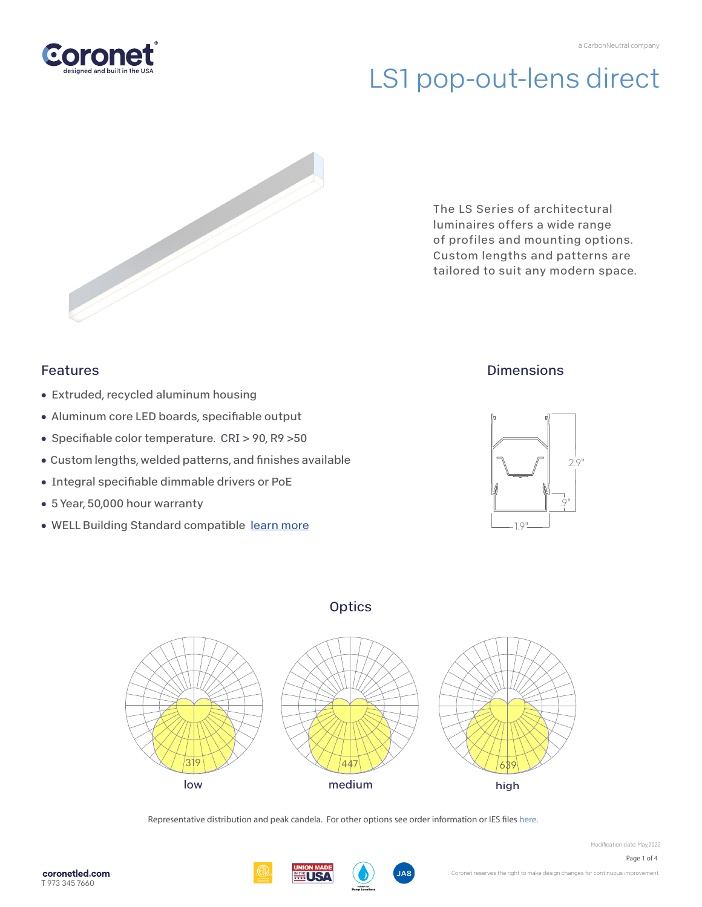Coronet
designed and built in the USA

a CarbonNeutral company

# LS1 pop-out-lens direct

The LS Series of architectural luminaires offers a wide range of profiles and mounting options. Custom lengths and patterns are tailored to suit any modern space.

## Features

- Extruded, recycled aluminum housing
- Aluminum core LED boards, specifiable output
- Specifiable color temperature. CRI > 90, R9 >50
- Custom lengths, welded patterns, and finishes available
- Integral specifiable dimmable drivers or PoE
- 5 Year, 50,000 hour warranty
- WELL Building Standard compatible [learn more]

## Dimensions

2.9"
.9"
1.9"

## Optics

319
low

447
medium

639
high

Representative distribution and peak candela. For other options see order information or IES files here.

Modification date: May,2022

coronetled.com
T 973 345 7660

Coronet reserves the right to make design changes for continuous improvement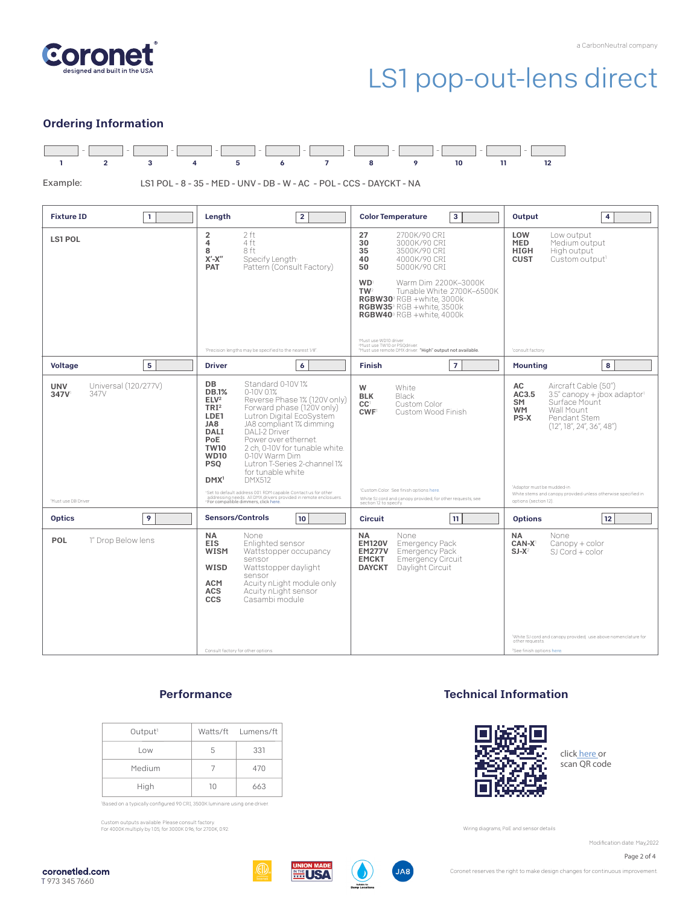a CarbonNeutral company

# LS1 pop-out-lens direct

## Ordering Information

| 1 | 2 | 3 | 4 | 5 | 6 | 7 | 8 | 9 | 10 | 11 | 12 |
|---|---|---|---|---|---|---|---|---|---|---|---|

Example: LS1 POL - 8 - 35 - MED - UNV - DB - W - AC - POL - CCS - DAYCKT - NA

### Fixture ID [1]

**LS1 POL**

### Length [2]

| | |
|---|---|
| **2** | 2 ft |
| **4** | 4 ft |
| **8** | 8 ft |
| **X'-X"** | Specify Length[1] |
| **PAT** | Pattern (Consult Factory) |

[1]Precision lengths may be specified to the nearest 1/8"

### Color Temperature [3]

| | |
|---|---|
| **27** | 2700K/90 CRI |
| **30** | 3000K/90 CRI |
| **35** | 3500K/90 CRI |
| **40** | 4000K/90 CRI |
| **50** | 5000K/90 CRI |
| **WD**[1] | Warm Dim 2200K–3000K |
| **TW**[2] | Tunable White 2700K–6500K |
| **RGBW30**[3] | RGB +white, 3000k |
| **RGBW35**[3] | RGB +white, 3500k |
| **RGBW40**[3] | RGB +white, 4000k |

[1]Must use WD10 driver.
[2]Must use TW10 or PSQdriver.
[3]Must use remote DMX driver. **"High" output not available.**

### Output [4]

| | |
|---|---|
| **LOW** | Low output |
| **MED** | Medium output |
| **HIGH** | High output |
| **CUST** | Custom output[1] |

[1]consult factory

### Voltage [5]

| | |
|---|---|
| **UNV** | Universal (120/277V) |
| **347V**[1] | 347V |

[1]Must use DB Driver

### Driver [6]

| | |
|---|---|
| **DB** | Standard 0-10V 1% |
| **DB.1%** | 0-10V 0.1% |
| **ELV**[2] | Reverse Phase 1% (120V only) |
| **TRI**[2] | Forward phase (120V only) |
| **LDE1** | Lutron Digital EcoSystem |
| **JA8** | JA8 compliant 1% dimming |
| **DALI** | DALI-2 Driver |
| **PoE** | Power over ethernet |
| **TW10** | 2 ch, 0-10V for tunable white |
| **WD10** | 0-10V Warm Dim |
| **PSQ** | Lutron T-Series 2-channel 1% for tunable white |
| **DMX**[1] | DMX512 |

[1]Set to default address 001. RDM capable. Contact us for other addressing needs. All DMX drivers provided in remote enclosures.
[2]For compatible dimmers, click here

### Finish [7]

| | |
|---|---|
| **W** | White |
| **BLK** | Black |
| **CC**[1] | Custom Color |
| **CWF**[1] | Custom Wood Finish |

[1]Custom Color. See finish options here

White SJ cord and canopy provided; for other requests, see section 12 to specify.

### Mounting [8]

| | |
|---|---|
| **AC** | Aircraft Cable (50") |
| **AC3.5** | 3.5" canopy + jbox adaptor[1] |
| **SM** | Surface Mount |
| **WM** | Wall Mount |
| **PS-X** | Pendant Stem (12", 18", 24", 36", 48") |

[1]Adaptor must be mudded-in

White stems and canopy provided unless otherwise specified in options (section 12).

### Optics [9]

| | |
|---|---|
| **POL** | 1" Drop Below lens |

### Sensors/Controls [10]

| | |
|---|---|
| **NA** | None |
| **EIS** | Enlighted sensor |
| **WISM** | Wattstopper occupancy sensor |
| **WISD** | Wattstopper daylight sensor |
| **ACM** | Acuity nLight module only |
| **ACS** | Acuity nLight sensor |
| **CCS** | Casambi module |

Consult factory for other options

### Circuit [11]

| | |
|---|---|
| **NA** | None |
| **EM120V** | Emergency Pack |
| **EM277V** | Emergency Pack |
| **EMCKT** | Emergency Circuit |
| **DAYCKT** | Daylight Circuit |

### Options [12]

| | |
|---|---|
| **NA** | None |
| **CAN-X**[1] | Canopy + color |
| **SJ-X**[2] | SJ Cord + color |

[1]White SJ cord and canopy provided, use above nomenclature for other requests
[2]See finish options here

## Performance

| Output[1] | Watts/ft | Lumens/ft |
|---|---|---|
| Low | 5 | 331 |
| Medium | 7 | 470 |
| High | 10 | 663 |

[1]Based on a typically configured 90 CRI, 3500K luminaire using one driver.

Custom outputs available. Please consult factory.
For 4000K multiply by 1.05, for 3000K 0.96, for 2700K, 0.92

## Technical Information

click here or scan QR code

Wiring diagrams, PoE and sensor details

Modification date: May,2022

coronetled.com
T 973 345 7660

Coronet reserves the right to make design changes for continuous improvement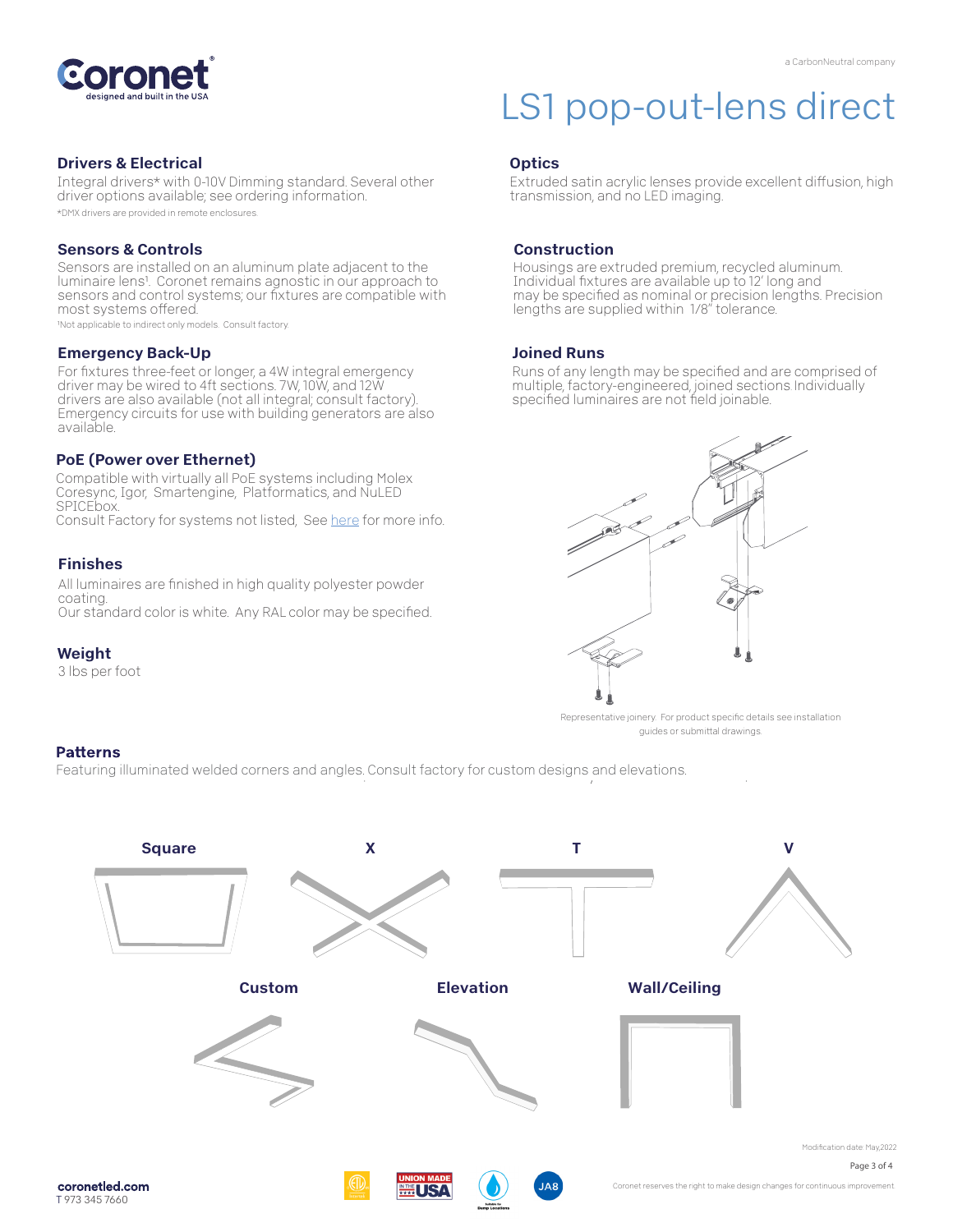# LS1 pop-out-lens direct

## Drivers & Electrical

Integral drivers* with 0-10V Dimming standard. Several other driver options available; see ordering information.

*DMX drivers are provided in remote enclosures.

## Sensors & Controls

Sensors are installed on an aluminum plate adjacent to the luminaire lens[1]. Coronet remains agnostic in our approach to sensors and control systems; our fixtures are compatible with most systems offered.

[1]Not applicable to indirect only models. Consult factory.

## Emergency Back-Up

For fixtures three-feet or longer, a 4W integral emergency driver may be wired to 4ft sections. 7W, 10W, and 12W drivers are also available (not all integral; consult factory). Emergency circuits for use with building generators are also available.

## PoE (Power over Ethernet)

Compatible with virtually all PoE systems including Molex Coresync, Igor, Smartengine, Platformatics, and NuLED SPICEbox.
Consult Factory for systems not listed, See here for more info.

## Finishes

All luminaires are finished in high quality polyester powder coating.
Our standard color is white. Any RAL color may be specified.

## Weight

3 lbs per foot

## Optics

Extruded satin acrylic lenses provide excellent diffusion, high transmission, and no LED imaging.

## Construction

Housings are extruded premium, recycled aluminum. Individual fixtures are available up to 12' long and may be specified as nominal or precision lengths. Precision lengths are supplied within 1/8" tolerance.

## Joined Runs

Runs of any length may be specified and are comprised of multiple, factory-engineered, joined sections. Individually specified luminaires are not field joinable.

Representative joinery. For product specific details see installation guides or submittal drawings.

## Patterns

Featuring illuminated welded corners and angles. Consult factory for custom designs and elevations.

**Square** **X** **T** **V**

**Custom** **Elevation** **Wall/Ceiling**

Modification date: May,2022

**coronetled.com**
T 973 345 7660

Coronet reserves the right to make design changes for continuous improvement.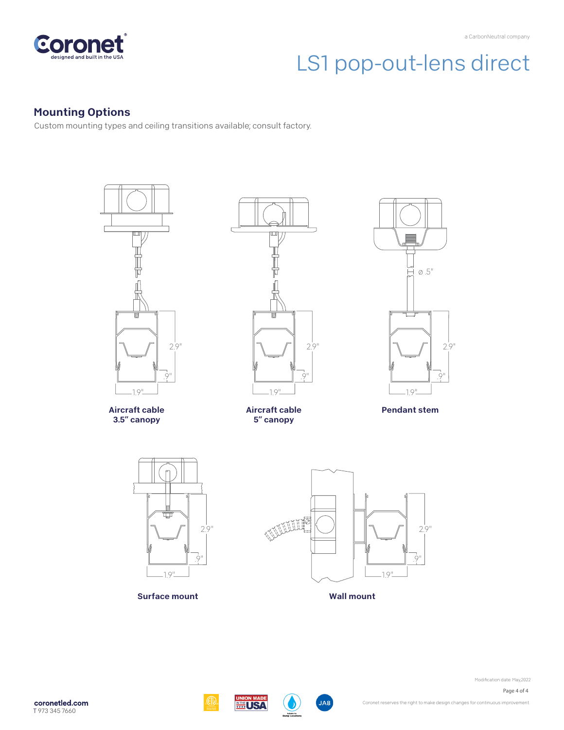# LS1 pop-out-lens direct

## Mounting Options

Custom mounting types and ceiling transitions available; consult factory.

2.9"
.9"
1.9"

**Aircraft cable**
**3.5" canopy**

2.9"
.9"
1.9"

**Aircraft cable**
**5" canopy**

ø .5"
2.9"
.9"
1.9"

**Pendant stem**

2.9"
.9"
1.9"

**Surface mount**

2.9"
.9"
1.9"

**Wall mount**

Modification date: May,2022

coronetled.com
T 973 345 7660

Coronet reserves the right to make design changes for continuous improvement